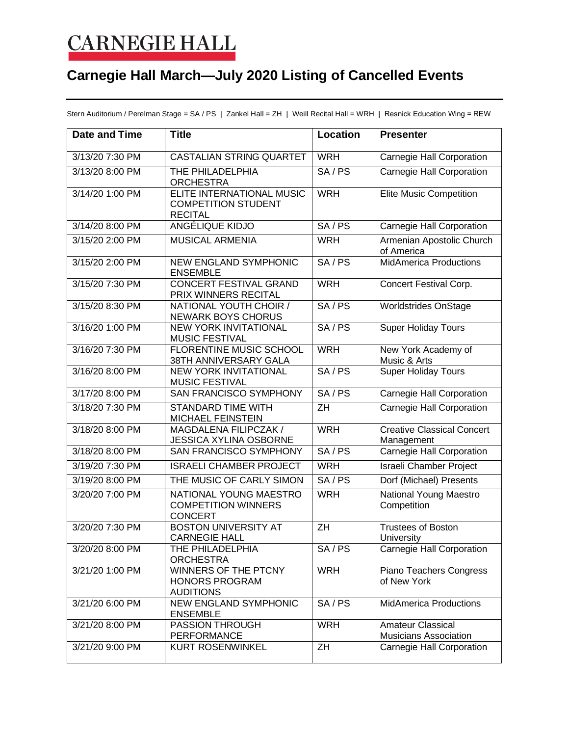# CARNEGIE HALL

## Carnegie Hall March—July 2020 Listing of Cancelled Events

Stern Auditorium / Perelman Stage = SA / PS | Zankel Hall = ZH | Weill Recital Hall = WRH | Resnick Education Wing = REW

| Date and Time | Title | Location | Presenter |
|---|---|---|---|
| 3/13/20 7:30 PM | CASTALIAN STRING QUARTET | WRH | Carnegie Hall Corporation |
| 3/13/20 8:00 PM | THE PHILADELPHIA ORCHESTRA | SA / PS | Carnegie Hall Corporation |
| 3/14/20 1:00 PM | ELITE INTERNATIONAL MUSIC COMPETITION STUDENT RECITAL | WRH | Elite Music Competition |
| 3/14/20 8:00 PM | ANGÉLIQUE KIDJO | SA / PS | Carnegie Hall Corporation |
| 3/15/20 2:00 PM | MUSICAL ARMENIA | WRH | Armenian Apostolic Church of America |
| 3/15/20 2:00 PM | NEW ENGLAND SYMPHONIC ENSEMBLE | SA / PS | MidAmerica Productions |
| 3/15/20 7:30 PM | CONCERT FESTIVAL GRAND PRIX WINNERS RECITAL | WRH | Concert Festival Corp. |
| 3/15/20 8:30 PM | NATIONAL YOUTH CHOIR / NEWARK BOYS CHORUS | SA / PS | Worldstrides OnStage |
| 3/16/20 1:00 PM | NEW YORK INVITATIONAL MUSIC FESTIVAL | SA / PS | Super Holiday Tours |
| 3/16/20 7:30 PM | FLORENTINE MUSIC SCHOOL 38TH ANNIVERSARY GALA | WRH | New York Academy of Music & Arts |
| 3/16/20 8:00 PM | NEW YORK INVITATIONAL MUSIC FESTIVAL | SA / PS | Super Holiday Tours |
| 3/17/20 8:00 PM | SAN FRANCISCO SYMPHONY | SA / PS | Carnegie Hall Corporation |
| 3/18/20 7:30 PM | STANDARD TIME WITH MICHAEL FEINSTEIN | ZH | Carnegie Hall Corporation |
| 3/18/20 8:00 PM | MAGDALENA FILIPCZAK / JESSICA XYLINA OSBORNE | WRH | Creative Classical Concert Management |
| 3/18/20 8:00 PM | SAN FRANCISCO SYMPHONY | SA / PS | Carnegie Hall Corporation |
| 3/19/20 7:30 PM | ISRAELI CHAMBER PROJECT | WRH | Israeli Chamber Project |
| 3/19/20 8:00 PM | THE MUSIC OF CARLY SIMON | SA / PS | Dorf (Michael) Presents |
| 3/20/20 7:00 PM | NATIONAL YOUNG MAESTRO COMPETITION WINNERS CONCERT | WRH | National Young Maestro Competition |
| 3/20/20 7:30 PM | BOSTON UNIVERSITY AT CARNEGIE HALL | ZH | Trustees of Boston University |
| 3/20/20 8:00 PM | THE PHILADELPHIA ORCHESTRA | SA / PS | Carnegie Hall Corporation |
| 3/21/20 1:00 PM | WINNERS OF THE PTCNY HONORS PROGRAM AUDITIONS | WRH | Piano Teachers Congress of New York |
| 3/21/20 6:00 PM | NEW ENGLAND SYMPHONIC ENSEMBLE | SA / PS | MidAmerica Productions |
| 3/21/20 8:00 PM | PASSION THROUGH PERFORMANCE | WRH | Amateur Classical Musicians Association |
| 3/21/20 9:00 PM | KURT ROSENWINKEL | ZH | Carnegie Hall Corporation |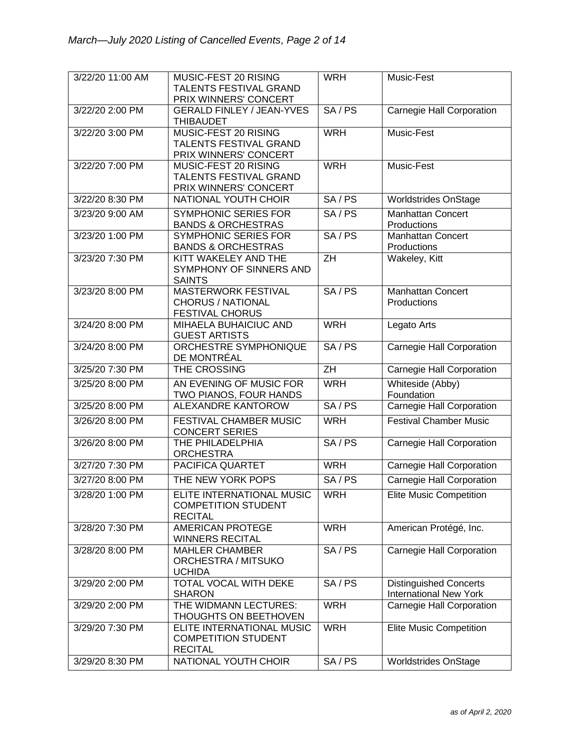| 3/22/20 11:00 AM | MUSIC-FEST 20 RISING TALENTS FESTIVAL GRAND PRIX WINNERS' CONCERT | WRH | Music-Fest |
|---|---|---|---|
| 3/22/20 2:00 PM | GERALD FINLEY / JEAN-YVES THIBAUDET | SA / PS | Carnegie Hall Corporation |
| 3/22/20 3:00 PM | MUSIC-FEST 20 RISING TALENTS FESTIVAL GRAND PRIX WINNERS' CONCERT | WRH | Music-Fest |
| 3/22/20 7:00 PM | MUSIC-FEST 20 RISING TALENTS FESTIVAL GRAND PRIX WINNERS' CONCERT | WRH | Music-Fest |
| 3/22/20 8:30 PM | NATIONAL YOUTH CHOIR | SA / PS | Worldstrides OnStage |
| 3/23/20 9:00 AM | SYMPHONIC SERIES FOR BANDS & ORCHESTRAS | SA / PS | Manhattan Concert Productions |
| 3/23/20 1:00 PM | SYMPHONIC SERIES FOR BANDS & ORCHESTRAS | SA / PS | Manhattan Concert Productions |
| 3/23/20 7:30 PM | KITT WAKELEY AND THE SYMPHONY OF SINNERS AND SAINTS | ZH | Wakeley, Kitt |
| 3/23/20 8:00 PM | MASTERWORK FESTIVAL CHORUS / NATIONAL FESTIVAL CHORUS | SA / PS | Manhattan Concert Productions |
| 3/24/20 8:00 PM | MIHAELA BUHAICIUC AND GUEST ARTISTS | WRH | Legato Arts |
| 3/24/20 8:00 PM | ORCHESTRE SYMPHONIQUE DE MONTRÉAL | SA / PS | Carnegie Hall Corporation |
| 3/25/20 7:30 PM | THE CROSSING | ZH | Carnegie Hall Corporation |
| 3/25/20 8:00 PM | AN EVENING OF MUSIC FOR TWO PIANOS, FOUR HANDS | WRH | Whiteside (Abby) Foundation |
| 3/25/20 8:00 PM | ALEXANDRE KANTOROW | SA / PS | Carnegie Hall Corporation |
| 3/26/20 8:00 PM | FESTIVAL CHAMBER MUSIC CONCERT SERIES | WRH | Festival Chamber Music |
| 3/26/20 8:00 PM | THE PHILADELPHIA ORCHESTRA | SA / PS | Carnegie Hall Corporation |
| 3/27/20 7:30 PM | PACIFICA QUARTET | WRH | Carnegie Hall Corporation |
| 3/27/20 8:00 PM | THE NEW YORK POPS | SA / PS | Carnegie Hall Corporation |
| 3/28/20 1:00 PM | ELITE INTERNATIONAL MUSIC COMPETITION STUDENT RECITAL | WRH | Elite Music Competition |
| 3/28/20 7:30 PM | AMERICAN PROTEGE WINNERS RECITAL | WRH | American Protégé, Inc. |
| 3/28/20 8:00 PM | MAHLER CHAMBER ORCHESTRA / MITSUKO UCHIDA | SA / PS | Carnegie Hall Corporation |
| 3/29/20 2:00 PM | TOTAL VOCAL WITH DEKE SHARON | SA / PS | Distinguished Concerts International New York |
| 3/29/20 2:00 PM | THE WIDMANN LECTURES: THOUGHTS ON BEETHOVEN | WRH | Carnegie Hall Corporation |
| 3/29/20 7:30 PM | ELITE INTERNATIONAL MUSIC COMPETITION STUDENT RECITAL | WRH | Elite Music Competition |
| 3/29/20 8:30 PM | NATIONAL YOUTH CHOIR | SA / PS | Worldstrides OnStage |

*as of April 2, 2020*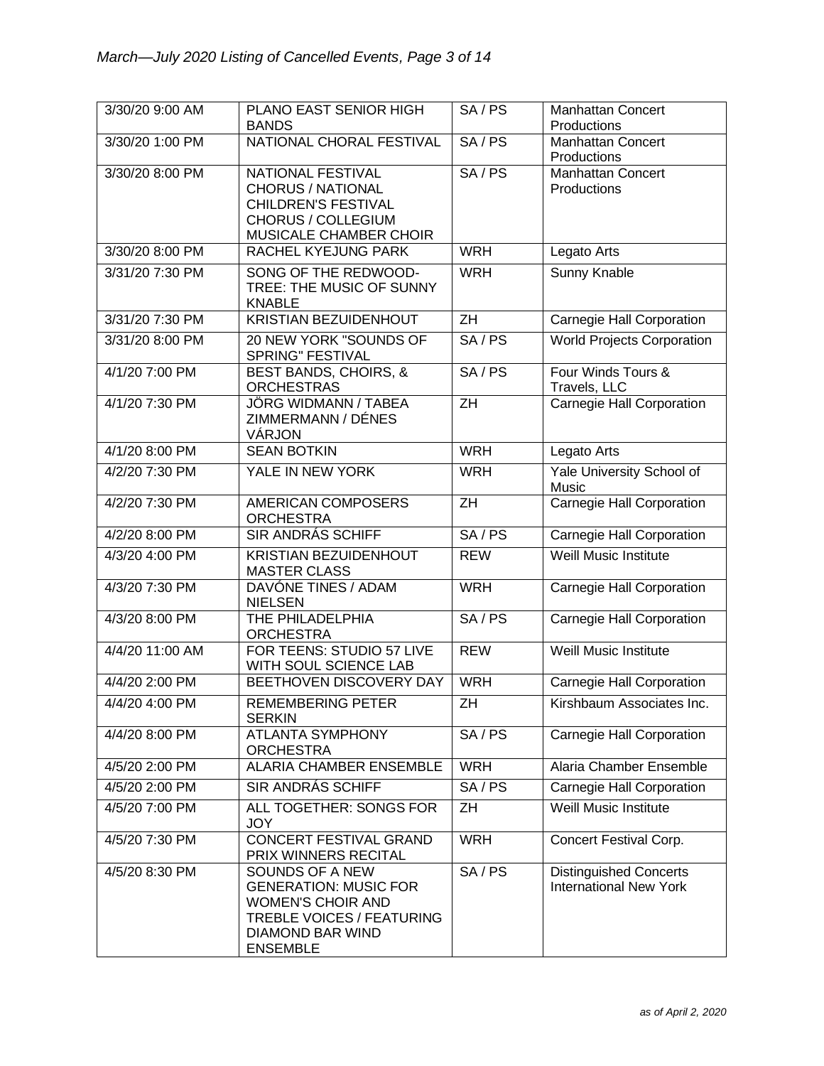| 3/30/20 9:00 AM | PLANO EAST SENIOR HIGH BANDS | SA / PS | Manhattan Concert Productions |
|---|---|---|---|
| 3/30/20 1:00 PM | NATIONAL CHORAL FESTIVAL | SA / PS | Manhattan Concert Productions |
| 3/30/20 8:00 PM | NATIONAL FESTIVAL CHORUS / NATIONAL CHILDREN'S FESTIVAL CHORUS / COLLEGIUM MUSICALE CHAMBER CHOIR | SA / PS | Manhattan Concert Productions |
| 3/30/20 8:00 PM | RACHEL KYEJUNG PARK | WRH | Legato Arts |
| 3/31/20 7:30 PM | SONG OF THE REDWOOD-TREE: THE MUSIC OF SUNNY KNABLE | WRH | Sunny Knable |
| 3/31/20 7:30 PM | KRISTIAN BEZUIDENHOUT | ZH | Carnegie Hall Corporation |
| 3/31/20 8:00 PM | 20 NEW YORK "SOUNDS OF SPRING" FESTIVAL | SA / PS | World Projects Corporation |
| 4/1/20 7:00 PM | BEST BANDS, CHOIRS, & ORCHESTRAS | SA / PS | Four Winds Tours & Travels, LLC |
| 4/1/20 7:30 PM | JÖRG WIDMANN / TABEA ZIMMERMANN / DÉNES VÁRJON | ZH | Carnegie Hall Corporation |
| 4/1/20 8:00 PM | SEAN BOTKIN | WRH | Legato Arts |
| 4/2/20 7:30 PM | YALE IN NEW YORK | WRH | Yale University School of Music |
| 4/2/20 7:30 PM | AMERICAN COMPOSERS ORCHESTRA | ZH | Carnegie Hall Corporation |
| 4/2/20 8:00 PM | SIR ANDRÁS SCHIFF | SA / PS | Carnegie Hall Corporation |
| 4/3/20 4:00 PM | KRISTIAN BEZUIDENHOUT MASTER CLASS | REW | Weill Music Institute |
| 4/3/20 7:30 PM | DAVÓNE TINES / ADAM NIELSEN | WRH | Carnegie Hall Corporation |
| 4/3/20 8:00 PM | THE PHILADELPHIA ORCHESTRA | SA / PS | Carnegie Hall Corporation |
| 4/4/20 11:00 AM | FOR TEENS: STUDIO 57 LIVE WITH SOUL SCIENCE LAB | REW | Weill Music Institute |
| 4/4/20 2:00 PM | BEETHOVEN DISCOVERY DAY | WRH | Carnegie Hall Corporation |
| 4/4/20 4:00 PM | REMEMBERING PETER SERKIN | ZH | Kirshbaum Associates Inc. |
| 4/4/20 8:00 PM | ATLANTA SYMPHONY ORCHESTRA | SA / PS | Carnegie Hall Corporation |
| 4/5/20 2:00 PM | ALARIA CHAMBER ENSEMBLE | WRH | Alaria Chamber Ensemble |
| 4/5/20 2:00 PM | SIR ANDRÁS SCHIFF | SA / PS | Carnegie Hall Corporation |
| 4/5/20 7:00 PM | ALL TOGETHER: SONGS FOR JOY | ZH | Weill Music Institute |
| 4/5/20 7:30 PM | CONCERT FESTIVAL GRAND PRIX WINNERS RECITAL | WRH | Concert Festival Corp. |
| 4/5/20 8:30 PM | SOUNDS OF A NEW GENERATION: MUSIC FOR WOMEN'S CHOIR AND TREBLE VOICES / FEATURING DIAMOND BAR WIND ENSEMBLE | SA / PS | Distinguished Concerts International New York |

*as of April 2, 2020*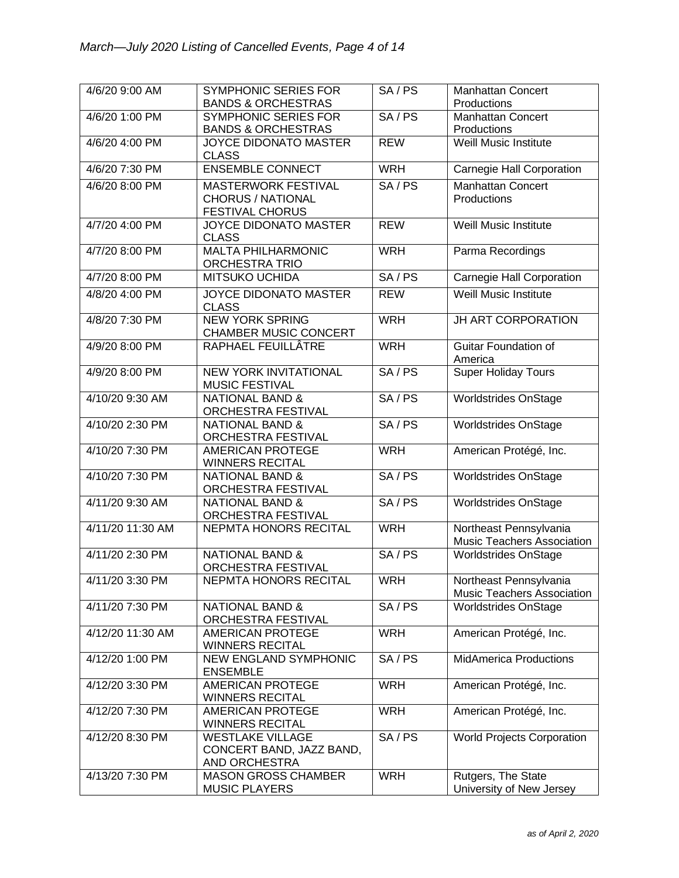| | | | |
|---|---|---|---|
| 4/6/20 9:00 AM | SYMPHONIC SERIES FOR BANDS & ORCHESTRAS | SA / PS | Manhattan Concert Productions |
| 4/6/20 1:00 PM | SYMPHONIC SERIES FOR BANDS & ORCHESTRAS | SA / PS | Manhattan Concert Productions |
| 4/6/20 4:00 PM | JOYCE DIDONATO MASTER CLASS | REW | Weill Music Institute |
| 4/6/20 7:30 PM | ENSEMBLE CONNECT | WRH | Carnegie Hall Corporation |
| 4/6/20 8:00 PM | MASTERWORK FESTIVAL CHORUS / NATIONAL FESTIVAL CHORUS | SA / PS | Manhattan Concert Productions |
| 4/7/20 4:00 PM | JOYCE DIDONATO MASTER CLASS | REW | Weill Music Institute |
| 4/7/20 8:00 PM | MALTA PHILHARMONIC ORCHESTRA TRIO | WRH | Parma Recordings |
| 4/7/20 8:00 PM | MITSUKO UCHIDA | SA / PS | Carnegie Hall Corporation |
| 4/8/20 4:00 PM | JOYCE DIDONATO MASTER CLASS | REW | Weill Music Institute |
| 4/8/20 7:30 PM | NEW YORK SPRING CHAMBER MUSIC CONCERT | WRH | JH ART CORPORATION |
| 4/9/20 8:00 PM | RAPHAEL FEUILLÂTRE | WRH | Guitar Foundation of America |
| 4/9/20 8:00 PM | NEW YORK INVITATIONAL MUSIC FESTIVAL | SA / PS | Super Holiday Tours |
| 4/10/20 9:30 AM | NATIONAL BAND & ORCHESTRA FESTIVAL | SA / PS | Worldstrides OnStage |
| 4/10/20 2:30 PM | NATIONAL BAND & ORCHESTRA FESTIVAL | SA / PS | Worldstrides OnStage |
| 4/10/20 7:30 PM | AMERICAN PROTEGE WINNERS RECITAL | WRH | American Protégé, Inc. |
| 4/10/20 7:30 PM | NATIONAL BAND & ORCHESTRA FESTIVAL | SA / PS | Worldstrides OnStage |
| 4/11/20 9:30 AM | NATIONAL BAND & ORCHESTRA FESTIVAL | SA / PS | Worldstrides OnStage |
| 4/11/20 11:30 AM | NEPMTA HONORS RECITAL | WRH | Northeast Pennsylvania Music Teachers Association |
| 4/11/20 2:30 PM | NATIONAL BAND & ORCHESTRA FESTIVAL | SA / PS | Worldstrides OnStage |
| 4/11/20 3:30 PM | NEPMTA HONORS RECITAL | WRH | Northeast Pennsylvania Music Teachers Association |
| 4/11/20 7:30 PM | NATIONAL BAND & ORCHESTRA FESTIVAL | SA / PS | Worldstrides OnStage |
| 4/12/20 11:30 AM | AMERICAN PROTEGE WINNERS RECITAL | WRH | American Protégé, Inc. |
| 4/12/20 1:00 PM | NEW ENGLAND SYMPHONIC ENSEMBLE | SA / PS | MidAmerica Productions |
| 4/12/20 3:30 PM | AMERICAN PROTEGE WINNERS RECITAL | WRH | American Protégé, Inc. |
| 4/12/20 7:30 PM | AMERICAN PROTEGE WINNERS RECITAL | WRH | American Protégé, Inc. |
| 4/12/20 8:30 PM | WESTLAKE VILLAGE CONCERT BAND, JAZZ BAND, AND ORCHESTRA | SA / PS | World Projects Corporation |
| 4/13/20 7:30 PM | MASON GROSS CHAMBER MUSIC PLAYERS | WRH | Rutgers, The State University of New Jersey |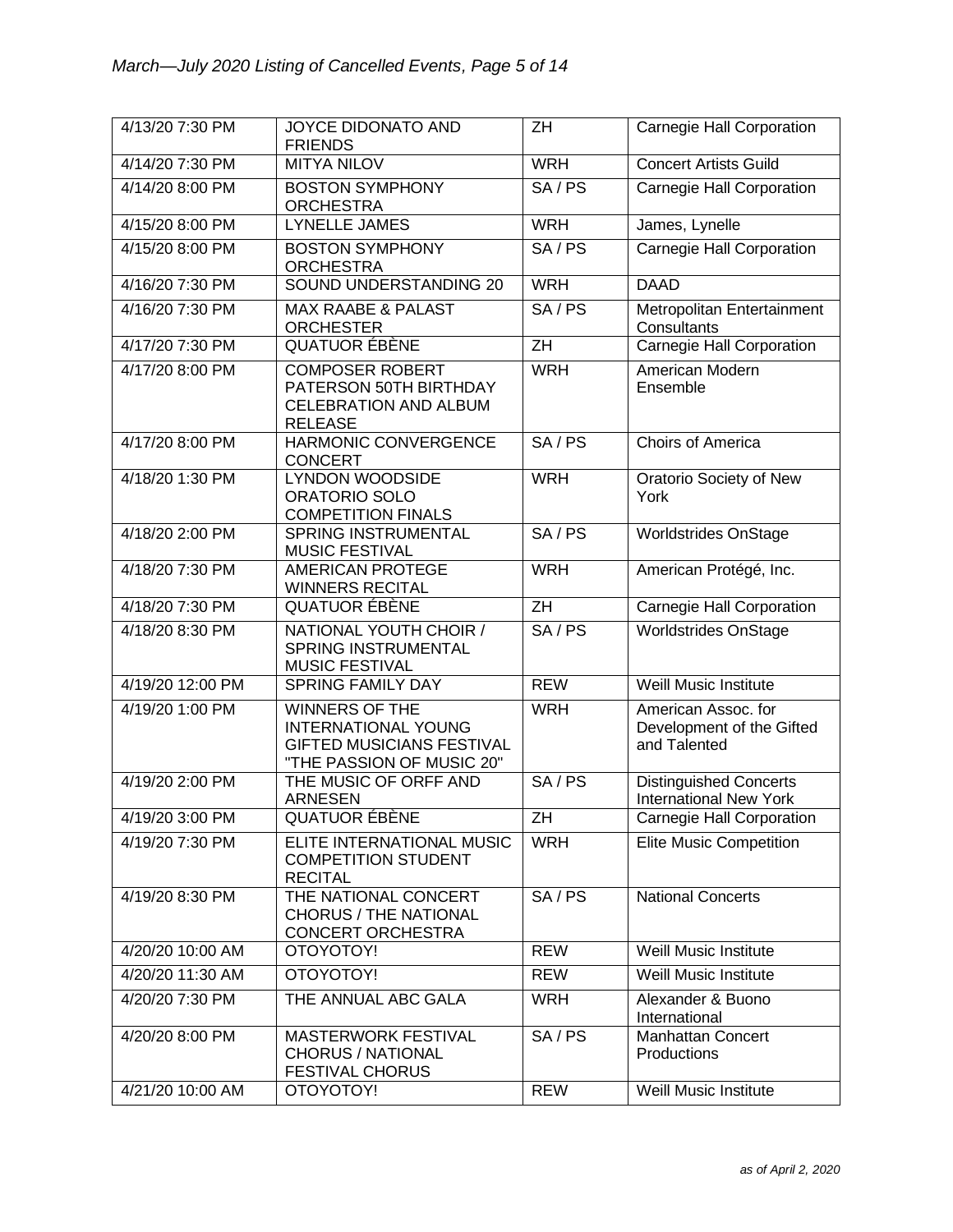| 4/13/20 7:30 PM | JOYCE DIDONATO AND FRIENDS | ZH | Carnegie Hall Corporation |
|---|---|---|---|
| 4/14/20 7:30 PM | MITYA NILOV | WRH | Concert Artists Guild |
| 4/14/20 8:00 PM | BOSTON SYMPHONY ORCHESTRA | SA / PS | Carnegie Hall Corporation |
| 4/15/20 8:00 PM | LYNELLE JAMES | WRH | James, Lynelle |
| 4/15/20 8:00 PM | BOSTON SYMPHONY ORCHESTRA | SA / PS | Carnegie Hall Corporation |
| 4/16/20 7:30 PM | SOUND UNDERSTANDING 20 | WRH | DAAD |
| 4/16/20 7:30 PM | MAX RAABE & PALAST ORCHESTER | SA / PS | Metropolitan Entertainment Consultants |
| 4/17/20 7:30 PM | QUATUOR ÉBÈNE | ZH | Carnegie Hall Corporation |
| 4/17/20 8:00 PM | COMPOSER ROBERT PATERSON 50TH BIRTHDAY CELEBRATION AND ALBUM RELEASE | WRH | American Modern Ensemble |
| 4/17/20 8:00 PM | HARMONIC CONVERGENCE CONCERT | SA / PS | Choirs of America |
| 4/18/20 1:30 PM | LYNDON WOODSIDE ORATORIO SOLO COMPETITION FINALS | WRH | Oratorio Society of New York |
| 4/18/20 2:00 PM | SPRING INSTRUMENTAL MUSIC FESTIVAL | SA / PS | Worldstrides OnStage |
| 4/18/20 7:30 PM | AMERICAN PROTEGE WINNERS RECITAL | WRH | American Protégé, Inc. |
| 4/18/20 7:30 PM | QUATUOR ÉBÈNE | ZH | Carnegie Hall Corporation |
| 4/18/20 8:30 PM | NATIONAL YOUTH CHOIR / SPRING INSTRUMENTAL MUSIC FESTIVAL | SA / PS | Worldstrides OnStage |
| 4/19/20 12:00 PM | SPRING FAMILY DAY | REW | Weill Music Institute |
| 4/19/20 1:00 PM | WINNERS OF THE INTERNATIONAL YOUNG GIFTED MUSICIANS FESTIVAL "THE PASSION OF MUSIC 20" | WRH | American Assoc. for Development of the Gifted and Talented |
| 4/19/20 2:00 PM | THE MUSIC OF ORFF AND ARNESEN | SA / PS | Distinguished Concerts International New York |
| 4/19/20 3:00 PM | QUATUOR ÉBÈNE | ZH | Carnegie Hall Corporation |
| 4/19/20 7:30 PM | ELITE INTERNATIONAL MUSIC COMPETITION STUDENT RECITAL | WRH | Elite Music Competition |
| 4/19/20 8:30 PM | THE NATIONAL CONCERT CHORUS / THE NATIONAL CONCERT ORCHESTRA | SA / PS | National Concerts |
| 4/20/20 10:00 AM | OTOYOTOY! | REW | Weill Music Institute |
| 4/20/20 11:30 AM | OTOYOTOY! | REW | Weill Music Institute |
| 4/20/20 7:30 PM | THE ANNUAL ABC GALA | WRH | Alexander & Buono International |
| 4/20/20 8:00 PM | MASTERWORK FESTIVAL CHORUS / NATIONAL FESTIVAL CHORUS | SA / PS | Manhattan Concert Productions |
| 4/21/20 10:00 AM | OTOYOTOY! | REW | Weill Music Institute |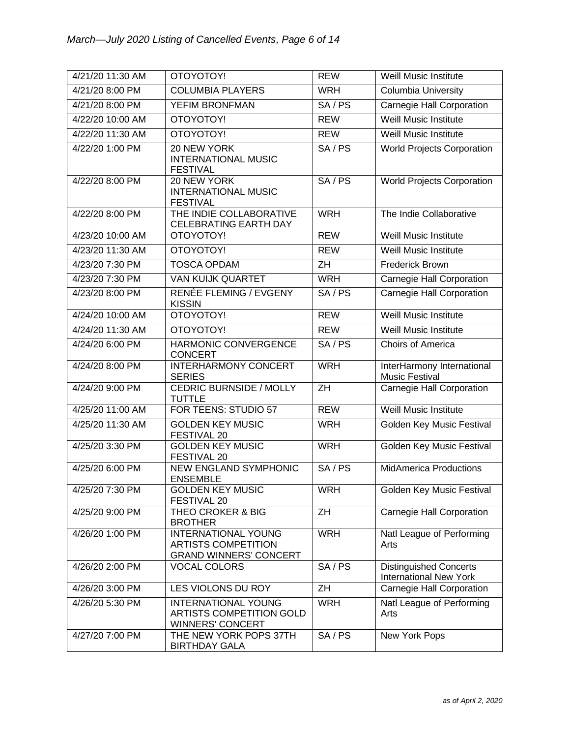| 4/21/20 11:30 AM | OTOYOTOY! | REW | Weill Music Institute |
|---|---|---|---|
| 4/21/20 8:00 PM | COLUMBIA PLAYERS | WRH | Columbia University |
| 4/21/20 8:00 PM | YEFIM BRONFMAN | SA / PS | Carnegie Hall Corporation |
| 4/22/20 10:00 AM | OTOYOTOY! | REW | Weill Music Institute |
| 4/22/20 11:30 AM | OTOYOTOY! | REW | Weill Music Institute |
| 4/22/20 1:00 PM | 20 NEW YORK INTERNATIONAL MUSIC FESTIVAL | SA / PS | World Projects Corporation |
| 4/22/20 8:00 PM | 20 NEW YORK INTERNATIONAL MUSIC FESTIVAL | SA / PS | World Projects Corporation |
| 4/22/20 8:00 PM | THE INDIE COLLABORATIVE CELEBRATING EARTH DAY | WRH | The Indie Collaborative |
| 4/23/20 10:00 AM | OTOYOTOY! | REW | Weill Music Institute |
| 4/23/20 11:30 AM | OTOYOTOY! | REW | Weill Music Institute |
| 4/23/20 7:30 PM | TOSCA OPDAM | ZH | Frederick Brown |
| 4/23/20 7:30 PM | VAN KUIJK QUARTET | WRH | Carnegie Hall Corporation |
| 4/23/20 8:00 PM | RENÉE FLEMING / EVGENY KISSIN | SA / PS | Carnegie Hall Corporation |
| 4/24/20 10:00 AM | OTOYOTOY! | REW | Weill Music Institute |
| 4/24/20 11:30 AM | OTOYOTOY! | REW | Weill Music Institute |
| 4/24/20 6:00 PM | HARMONIC CONVERGENCE CONCERT | SA / PS | Choirs of America |
| 4/24/20 8:00 PM | INTERHARMONY CONCERT SERIES | WRH | InterHarmony International Music Festival |
| 4/24/20 9:00 PM | CEDRIC BURNSIDE / MOLLY TUTTLE | ZH | Carnegie Hall Corporation |
| 4/25/20 11:00 AM | FOR TEENS: STUDIO 57 | REW | Weill Music Institute |
| 4/25/20 11:30 AM | GOLDEN KEY MUSIC FESTIVAL 20 | WRH | Golden Key Music Festival |
| 4/25/20 3:30 PM | GOLDEN KEY MUSIC FESTIVAL 20 | WRH | Golden Key Music Festival |
| 4/25/20 6:00 PM | NEW ENGLAND SYMPHONIC ENSEMBLE | SA / PS | MidAmerica Productions |
| 4/25/20 7:30 PM | GOLDEN KEY MUSIC FESTIVAL 20 | WRH | Golden Key Music Festival |
| 4/25/20 9:00 PM | THEO CROKER & BIG BROTHER | ZH | Carnegie Hall Corporation |
| 4/26/20 1:00 PM | INTERNATIONAL YOUNG ARTISTS COMPETITION GRAND WINNERS' CONCERT | WRH | Natl League of Performing Arts |
| 4/26/20 2:00 PM | VOCAL COLORS | SA / PS | Distinguished Concerts International New York |
| 4/26/20 3:00 PM | LES VIOLONS DU ROY | ZH | Carnegie Hall Corporation |
| 4/26/20 5:30 PM | INTERNATIONAL YOUNG ARTISTS COMPETITION GOLD WINNERS' CONCERT | WRH | Natl League of Performing Arts |
| 4/27/20 7:00 PM | THE NEW YORK POPS 37TH BIRTHDAY GALA | SA / PS | New York Pops |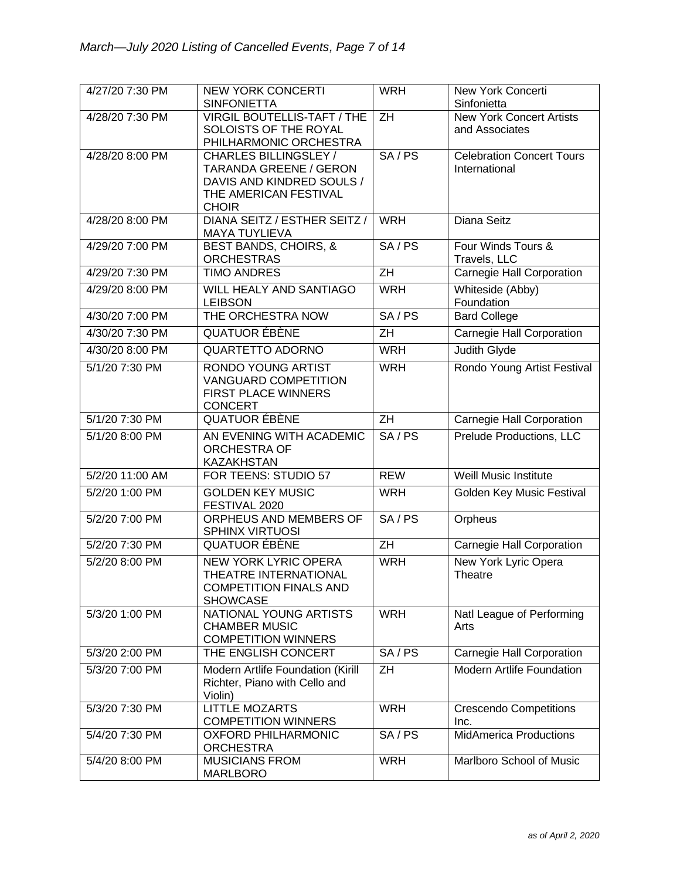| 4/27/20 7:30 PM | NEW YORK CONCERTI SINFONIETTA | WRH | New York Concerti Sinfonietta |
|---|---|---|---|
| 4/28/20 7:30 PM | VIRGIL BOUTELLIS-TAFT / THE SOLOISTS OF THE ROYAL PHILHARMONIC ORCHESTRA | ZH | New York Concert Artists and Associates |
| 4/28/20 8:00 PM | CHARLES BILLINGSLEY / TARANDA GREENE / GERON DAVIS AND KINDRED SOULS / THE AMERICAN FESTIVAL CHOIR | SA / PS | Celebration Concert Tours International |
| 4/28/20 8:00 PM | DIANA SEITZ / ESTHER SEITZ / MAYA TUYLIEVA | WRH | Diana Seitz |
| 4/29/20 7:00 PM | BEST BANDS, CHOIRS, & ORCHESTRAS | SA / PS | Four Winds Tours & Travels, LLC |
| 4/29/20 7:30 PM | TIMO ANDRES | ZH | Carnegie Hall Corporation |
| 4/29/20 8:00 PM | WILL HEALY AND SANTIAGO LEIBSON | WRH | Whiteside (Abby) Foundation |
| 4/30/20 7:00 PM | THE ORCHESTRA NOW | SA / PS | Bard College |
| 4/30/20 7:30 PM | QUATUOR ÉBÈNE | ZH | Carnegie Hall Corporation |
| 4/30/20 8:00 PM | QUARTETTO ADORNO | WRH | Judith Glyde |
| 5/1/20 7:30 PM | RONDO YOUNG ARTIST VANGUARD COMPETITION FIRST PLACE WINNERS CONCERT | WRH | Rondo Young Artist Festival |
| 5/1/20 7:30 PM | QUATUOR ÉBÈNE | ZH | Carnegie Hall Corporation |
| 5/1/20 8:00 PM | AN EVENING WITH ACADEMIC ORCHESTRA OF KAZAKHSTAN | SA / PS | Prelude Productions, LLC |
| 5/2/20 11:00 AM | FOR TEENS: STUDIO 57 | REW | Weill Music Institute |
| 5/2/20 1:00 PM | GOLDEN KEY MUSIC FESTIVAL 2020 | WRH | Golden Key Music Festival |
| 5/2/20 7:00 PM | ORPHEUS AND MEMBERS OF SPHINX VIRTUOSI | SA / PS | Orpheus |
| 5/2/20 7:30 PM | QUATUOR ÉBÈNE | ZH | Carnegie Hall Corporation |
| 5/2/20 8:00 PM | NEW YORK LYRIC OPERA THEATRE INTERNATIONAL COMPETITION FINALS AND SHOWCASE | WRH | New York Lyric Opera Theatre |
| 5/3/20 1:00 PM | NATIONAL YOUNG ARTISTS CHAMBER MUSIC COMPETITION WINNERS | WRH | Natl League of Performing Arts |
| 5/3/20 2:00 PM | THE ENGLISH CONCERT | SA / PS | Carnegie Hall Corporation |
| 5/3/20 7:00 PM | Modern Artlife Foundation (Kirill Richter, Piano with Cello and Violin) | ZH | Modern Artlife Foundation |
| 5/3/20 7:30 PM | LITTLE MOZARTS COMPETITION WINNERS | WRH | Crescendo Competitions Inc. |
| 5/4/20 7:30 PM | OXFORD PHILHARMONIC ORCHESTRA | SA / PS | MidAmerica Productions |
| 5/4/20 8:00 PM | MUSICIANS FROM MARLBORO | WRH | Marlboro School of Music |

*as of April 2, 2020*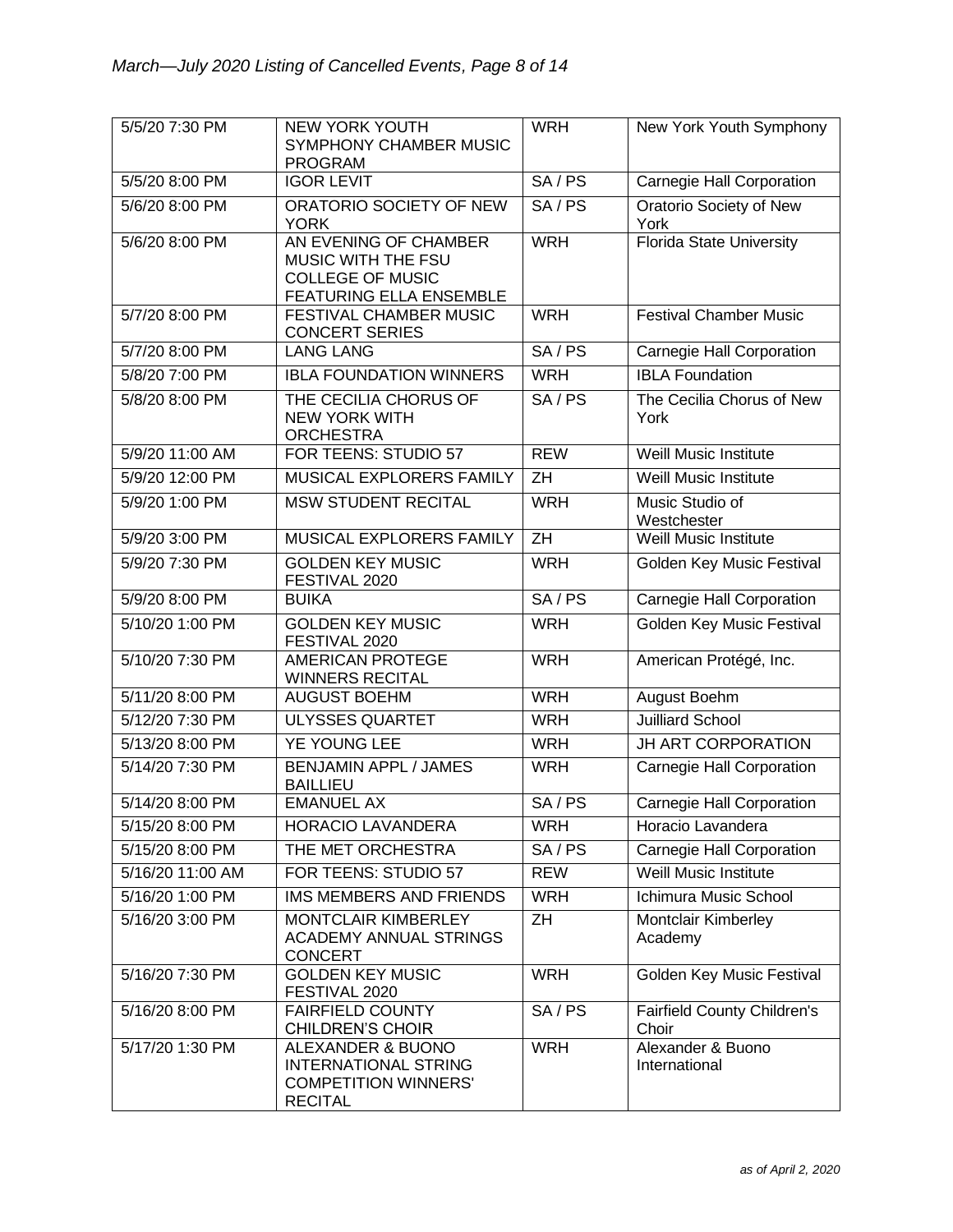| | | | |
|---|---|---|---|
| 5/5/20 7:30 PM | NEW YORK YOUTH SYMPHONY CHAMBER MUSIC PROGRAM | WRH | New York Youth Symphony |
| 5/5/20 8:00 PM | IGOR LEVIT | SA / PS | Carnegie Hall Corporation |
| 5/6/20 8:00 PM | ORATORIO SOCIETY OF NEW YORK | SA / PS | Oratorio Society of New York |
| 5/6/20 8:00 PM | AN EVENING OF CHAMBER MUSIC WITH THE FSU COLLEGE OF MUSIC FEATURING ELLA ENSEMBLE | WRH | Florida State University |
| 5/7/20 8:00 PM | FESTIVAL CHAMBER MUSIC CONCERT SERIES | WRH | Festival Chamber Music |
| 5/7/20 8:00 PM | LANG LANG | SA / PS | Carnegie Hall Corporation |
| 5/8/20 7:00 PM | IBLA FOUNDATION WINNERS | WRH | IBLA Foundation |
| 5/8/20 8:00 PM | THE CECILIA CHORUS OF NEW YORK WITH ORCHESTRA | SA / PS | The Cecilia Chorus of New York |
| 5/9/20 11:00 AM | FOR TEENS: STUDIO 57 | REW | Weill Music Institute |
| 5/9/20 12:00 PM | MUSICAL EXPLORERS FAMILY | ZH | Weill Music Institute |
| 5/9/20 1:00 PM | MSW STUDENT RECITAL | WRH | Music Studio of Westchester |
| 5/9/20 3:00 PM | MUSICAL EXPLORERS FAMILY | ZH | Weill Music Institute |
| 5/9/20 7:30 PM | GOLDEN KEY MUSIC FESTIVAL 2020 | WRH | Golden Key Music Festival |
| 5/9/20 8:00 PM | BUIKA | SA / PS | Carnegie Hall Corporation |
| 5/10/20 1:00 PM | GOLDEN KEY MUSIC FESTIVAL 2020 | WRH | Golden Key Music Festival |
| 5/10/20 7:30 PM | AMERICAN PROTEGE WINNERS RECITAL | WRH | American Protégé, Inc. |
| 5/11/20 8:00 PM | AUGUST BOEHM | WRH | August Boehm |
| 5/12/20 7:30 PM | ULYSSES QUARTET | WRH | Juilliard School |
| 5/13/20 8:00 PM | YE YOUNG LEE | WRH | JH ART CORPORATION |
| 5/14/20 7:30 PM | BENJAMIN APPL / JAMES BAILLIEU | WRH | Carnegie Hall Corporation |
| 5/14/20 8:00 PM | EMANUEL AX | SA / PS | Carnegie Hall Corporation |
| 5/15/20 8:00 PM | HORACIO LAVANDERA | WRH | Horacio Lavandera |
| 5/15/20 8:00 PM | THE MET ORCHESTRA | SA / PS | Carnegie Hall Corporation |
| 5/16/20 11:00 AM | FOR TEENS: STUDIO 57 | REW | Weill Music Institute |
| 5/16/20 1:00 PM | IMS MEMBERS AND FRIENDS | WRH | Ichimura Music School |
| 5/16/20 3:00 PM | MONTCLAIR KIMBERLEY ACADEMY ANNUAL STRINGS CONCERT | ZH | Montclair Kimberley Academy |
| 5/16/20 7:30 PM | GOLDEN KEY MUSIC FESTIVAL 2020 | WRH | Golden Key Music Festival |
| 5/16/20 8:00 PM | FAIRFIELD COUNTY CHILDREN'S CHOIR | SA / PS | Fairfield County Children's Choir |
| 5/17/20 1:30 PM | ALEXANDER & BUONO INTERNATIONAL STRING COMPETITION WINNERS' RECITAL | WRH | Alexander & Buono International |

*as of April 2, 2020*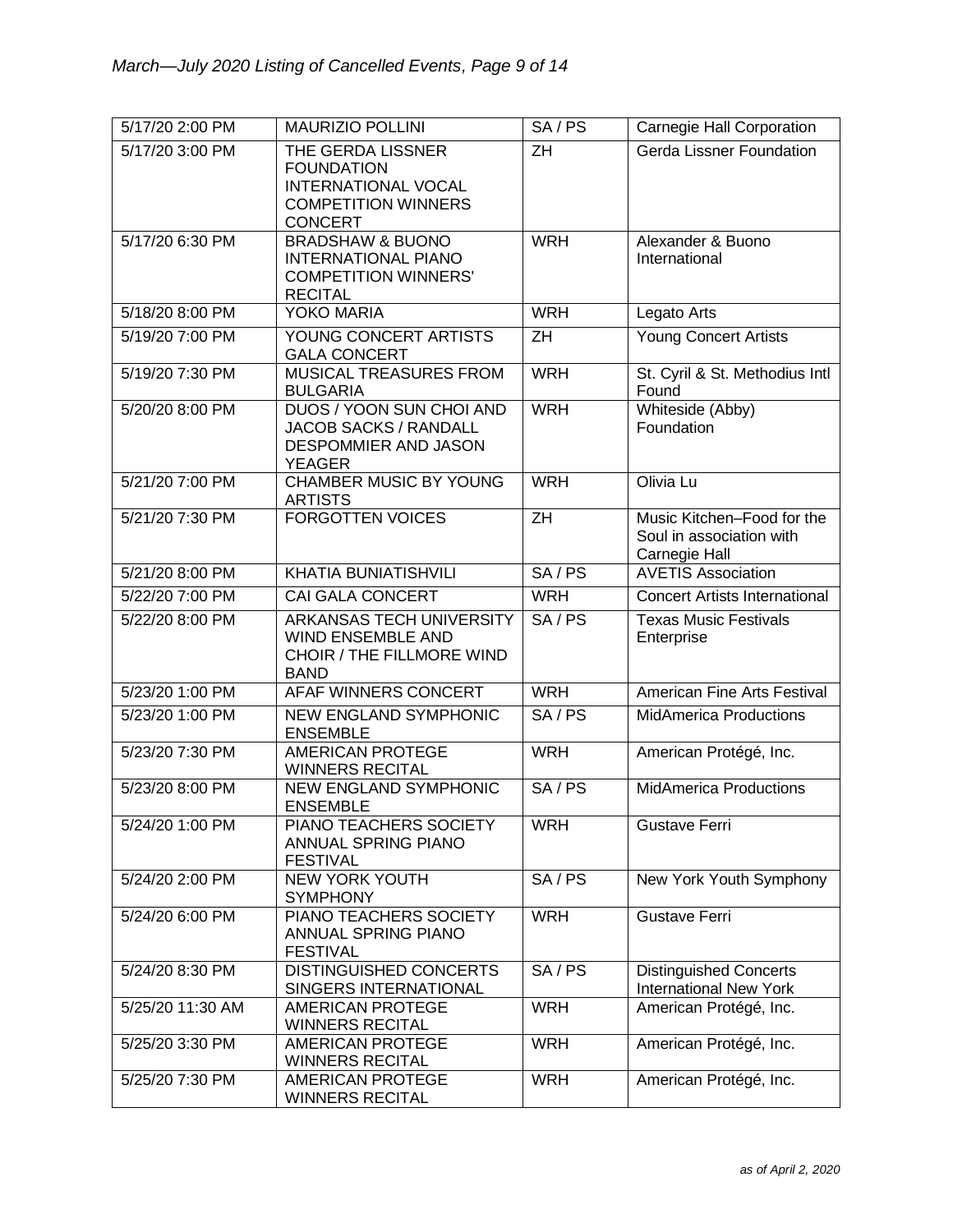| | | | |
|---|---|---|---|
| 5/17/20 2:00 PM | MAURIZIO POLLINI | SA / PS | Carnegie Hall Corporation |
| 5/17/20 3:00 PM | THE GERDA LISSNER FOUNDATION INTERNATIONAL VOCAL COMPETITION WINNERS CONCERT | ZH | Gerda Lissner Foundation |
| 5/17/20 6:30 PM | BRADSHAW & BUONO INTERNATIONAL PIANO COMPETITION WINNERS' RECITAL | WRH | Alexander & Buono International |
| 5/18/20 8:00 PM | YOKO MARIA | WRH | Legato Arts |
| 5/19/20 7:00 PM | YOUNG CONCERT ARTISTS GALA CONCERT | ZH | Young Concert Artists |
| 5/19/20 7:30 PM | MUSICAL TREASURES FROM BULGARIA | WRH | St. Cyril & St. Methodius Intl Found |
| 5/20/20 8:00 PM | DUOS / YOON SUN CHOI AND JACOB SACKS / RANDALL DESPOMMIER AND JASON YEAGER | WRH | Whiteside (Abby) Foundation |
| 5/21/20 7:00 PM | CHAMBER MUSIC BY YOUNG ARTISTS | WRH | Olivia Lu |
| 5/21/20 7:30 PM | FORGOTTEN VOICES | ZH | Music Kitchen–Food for the Soul in association with Carnegie Hall |
| 5/21/20 8:00 PM | KHATIA BUNIATISHVILI | SA / PS | AVETIS Association |
| 5/22/20 7:00 PM | CAI GALA CONCERT | WRH | Concert Artists International |
| 5/22/20 8:00 PM | ARKANSAS TECH UNIVERSITY WIND ENSEMBLE AND CHOIR / THE FILLMORE WIND BAND | SA / PS | Texas Music Festivals Enterprise |
| 5/23/20 1:00 PM | AFAF WINNERS CONCERT | WRH | American Fine Arts Festival |
| 5/23/20 1:00 PM | NEW ENGLAND SYMPHONIC ENSEMBLE | SA / PS | MidAmerica Productions |
| 5/23/20 7:30 PM | AMERICAN PROTEGE WINNERS RECITAL | WRH | American Protégé, Inc. |
| 5/23/20 8:00 PM | NEW ENGLAND SYMPHONIC ENSEMBLE | SA / PS | MidAmerica Productions |
| 5/24/20 1:00 PM | PIANO TEACHERS SOCIETY ANNUAL SPRING PIANO FESTIVAL | WRH | Gustave Ferri |
| 5/24/20 2:00 PM | NEW YORK YOUTH SYMPHONY | SA / PS | New York Youth Symphony |
| 5/24/20 6:00 PM | PIANO TEACHERS SOCIETY ANNUAL SPRING PIANO FESTIVAL | WRH | Gustave Ferri |
| 5/24/20 8:30 PM | DISTINGUISHED CONCERTS SINGERS INTERNATIONAL | SA / PS | Distinguished Concerts International New York |
| 5/25/20 11:30 AM | AMERICAN PROTEGE WINNERS RECITAL | WRH | American Protégé, Inc. |
| 5/25/20 3:30 PM | AMERICAN PROTEGE WINNERS RECITAL | WRH | American Protégé, Inc. |
| 5/25/20 7:30 PM | AMERICAN PROTEGE WINNERS RECITAL | WRH | American Protégé, Inc. |

*as of April 2, 2020*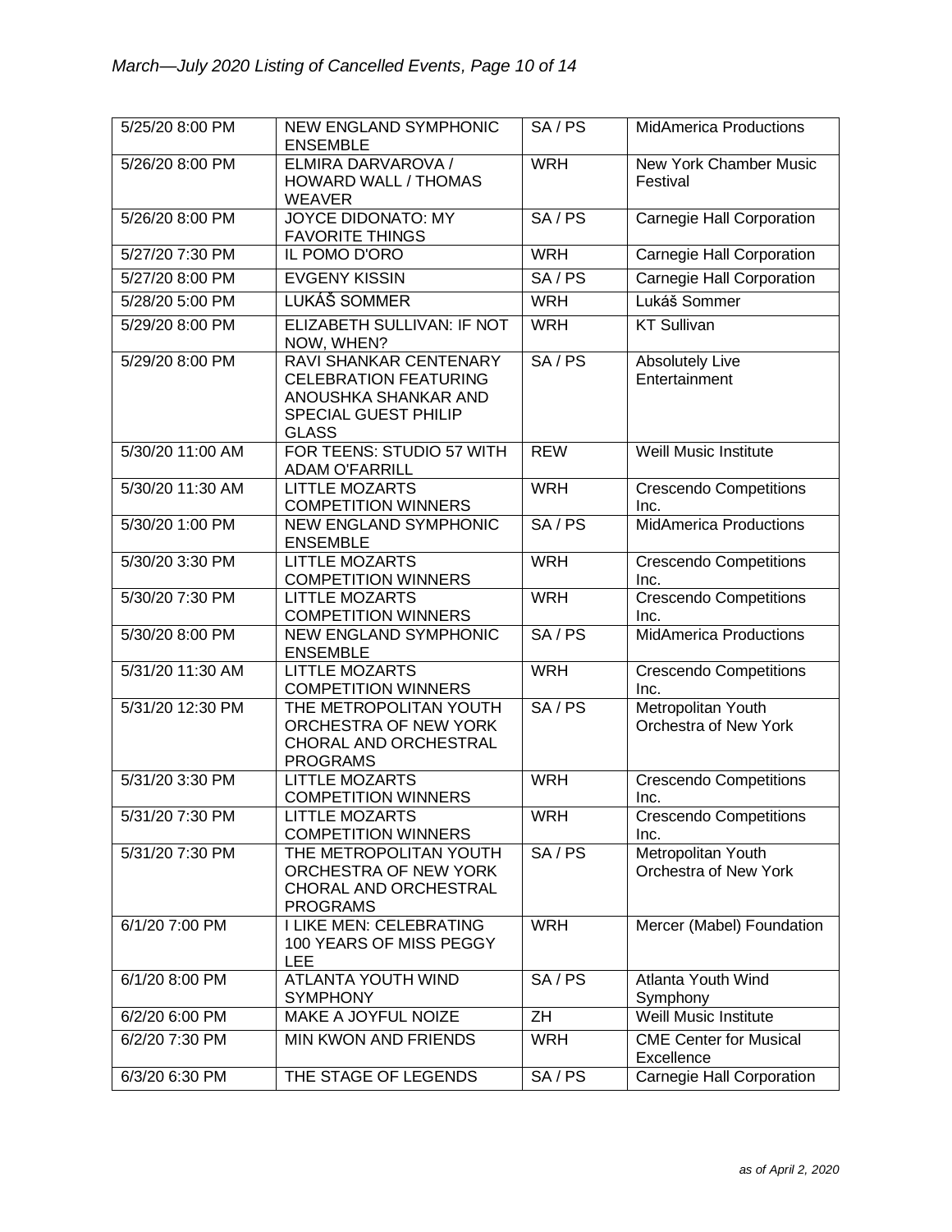| | | | |
|---|---|---|---|
| 5/25/20 8:00 PM | NEW ENGLAND SYMPHONIC ENSEMBLE | SA / PS | MidAmerica Productions |
| 5/26/20 8:00 PM | ELMIRA DARVAROVA / HOWARD WALL / THOMAS WEAVER | WRH | New York Chamber Music Festival |
| 5/26/20 8:00 PM | JOYCE DIDONATO: MY FAVORITE THINGS | SA / PS | Carnegie Hall Corporation |
| 5/27/20 7:30 PM | IL POMO D'ORO | WRH | Carnegie Hall Corporation |
| 5/27/20 8:00 PM | EVGENY KISSIN | SA / PS | Carnegie Hall Corporation |
| 5/28/20 5:00 PM | LUKÁŠ SOMMER | WRH | Lukáš Sommer |
| 5/29/20 8:00 PM | ELIZABETH SULLIVAN: IF NOT NOW, WHEN? | WRH | KT Sullivan |
| 5/29/20 8:00 PM | RAVI SHANKAR CENTENARY CELEBRATION FEATURING ANOUSHKA SHANKAR AND SPECIAL GUEST PHILIP GLASS | SA / PS | Absolutely Live Entertainment |
| 5/30/20 11:00 AM | FOR TEENS: STUDIO 57 WITH ADAM O'FARRILL | REW | Weill Music Institute |
| 5/30/20 11:30 AM | LITTLE MOZARTS COMPETITION WINNERS | WRH | Crescendo Competitions Inc. |
| 5/30/20 1:00 PM | NEW ENGLAND SYMPHONIC ENSEMBLE | SA / PS | MidAmerica Productions |
| 5/30/20 3:30 PM | LITTLE MOZARTS COMPETITION WINNERS | WRH | Crescendo Competitions Inc. |
| 5/30/20 7:30 PM | LITTLE MOZARTS COMPETITION WINNERS | WRH | Crescendo Competitions Inc. |
| 5/30/20 8:00 PM | NEW ENGLAND SYMPHONIC ENSEMBLE | SA / PS | MidAmerica Productions |
| 5/31/20 11:30 AM | LITTLE MOZARTS COMPETITION WINNERS | WRH | Crescendo Competitions Inc. |
| 5/31/20 12:30 PM | THE METROPOLITAN YOUTH ORCHESTRA OF NEW YORK CHORAL AND ORCHESTRAL PROGRAMS | SA / PS | Metropolitan Youth Orchestra of New York |
| 5/31/20 3:30 PM | LITTLE MOZARTS COMPETITION WINNERS | WRH | Crescendo Competitions Inc. |
| 5/31/20 7:30 PM | LITTLE MOZARTS COMPETITION WINNERS | WRH | Crescendo Competitions Inc. |
| 5/31/20 7:30 PM | THE METROPOLITAN YOUTH ORCHESTRA OF NEW YORK CHORAL AND ORCHESTRAL PROGRAMS | SA / PS | Metropolitan Youth Orchestra of New York |
| 6/1/20 7:00 PM | I LIKE MEN: CELEBRATING 100 YEARS OF MISS PEGGY LEE | WRH | Mercer (Mabel) Foundation |
| 6/1/20 8:00 PM | ATLANTA YOUTH WIND SYMPHONY | SA / PS | Atlanta Youth Wind Symphony |
| 6/2/20 6:00 PM | MAKE A JOYFUL NOIZE | ZH | Weill Music Institute |
| 6/2/20 7:30 PM | MIN KWON AND FRIENDS | WRH | CME Center for Musical Excellence |
| 6/3/20 6:30 PM | THE STAGE OF LEGENDS | SA / PS | Carnegie Hall Corporation |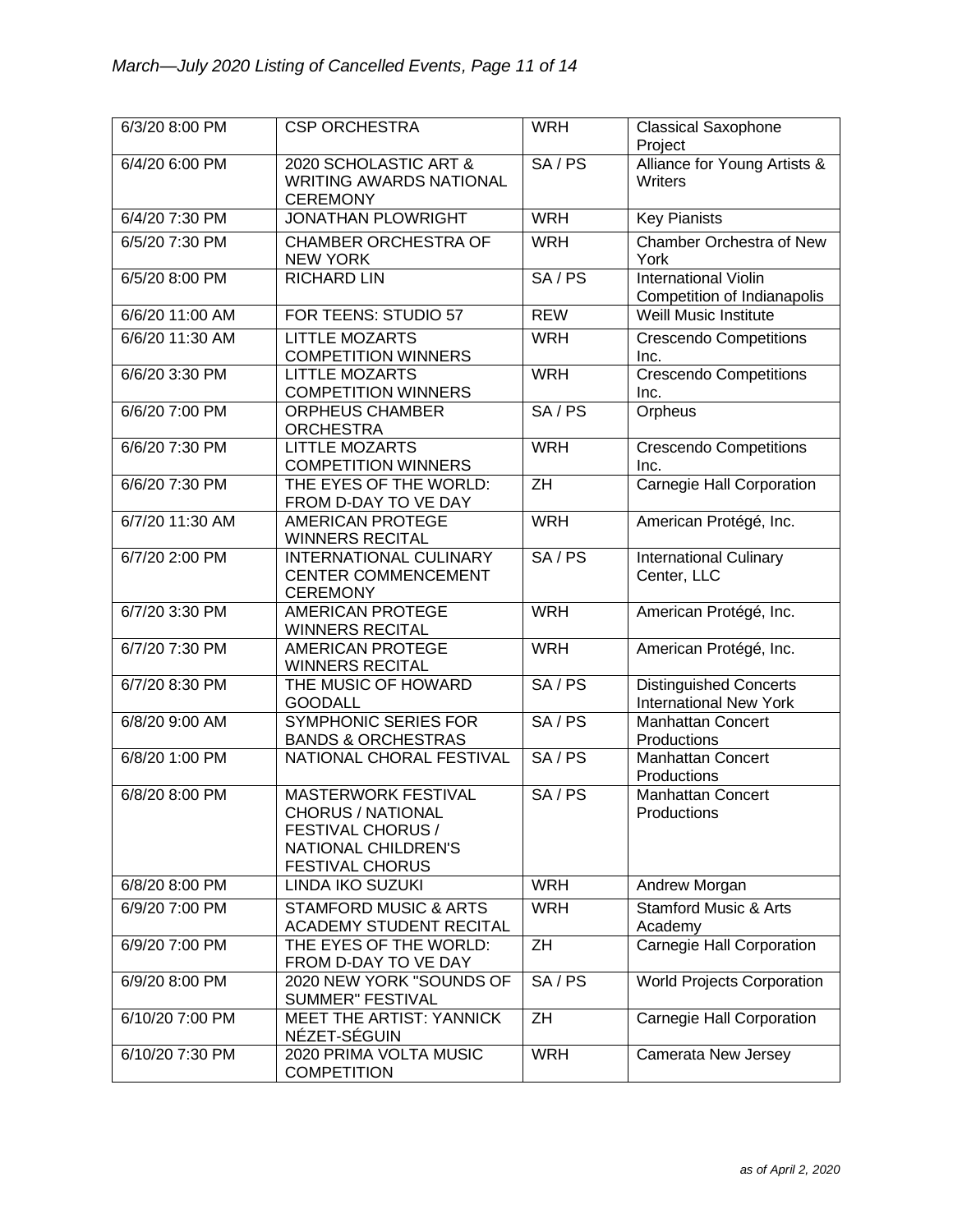| 6/3/20 8:00 PM | CSP ORCHESTRA | WRH | Classical Saxophone Project |
|---|---|---|---|
| 6/4/20 6:00 PM | 2020 SCHOLASTIC ART & WRITING AWARDS NATIONAL CEREMONY | SA / PS | Alliance for Young Artists & Writers |
| 6/4/20 7:30 PM | JONATHAN PLOWRIGHT | WRH | Key Pianists |
| 6/5/20 7:30 PM | CHAMBER ORCHESTRA OF NEW YORK | WRH | Chamber Orchestra of New York |
| 6/5/20 8:00 PM | RICHARD LIN | SA / PS | International Violin Competition of Indianapolis |
| 6/6/20 11:00 AM | FOR TEENS: STUDIO 57 | REW | Weill Music Institute |
| 6/6/20 11:30 AM | LITTLE MOZARTS COMPETITION WINNERS | WRH | Crescendo Competitions Inc. |
| 6/6/20 3:30 PM | LITTLE MOZARTS COMPETITION WINNERS | WRH | Crescendo Competitions Inc. |
| 6/6/20 7:00 PM | ORPHEUS CHAMBER ORCHESTRA | SA / PS | Orpheus |
| 6/6/20 7:30 PM | LITTLE MOZARTS COMPETITION WINNERS | WRH | Crescendo Competitions Inc. |
| 6/6/20 7:30 PM | THE EYES OF THE WORLD: FROM D-DAY TO VE DAY | ZH | Carnegie Hall Corporation |
| 6/7/20 11:30 AM | AMERICAN PROTEGE WINNERS RECITAL | WRH | American Protégé, Inc. |
| 6/7/20 2:00 PM | INTERNATIONAL CULINARY CENTER COMMENCEMENT CEREMONY | SA / PS | International Culinary Center, LLC |
| 6/7/20 3:30 PM | AMERICAN PROTEGE WINNERS RECITAL | WRH | American Protégé, Inc. |
| 6/7/20 7:30 PM | AMERICAN PROTEGE WINNERS RECITAL | WRH | American Protégé, Inc. |
| 6/7/20 8:30 PM | THE MUSIC OF HOWARD GOODALL | SA / PS | Distinguished Concerts International New York |
| 6/8/20 9:00 AM | SYMPHONIC SERIES FOR BANDS & ORCHESTRAS | SA / PS | Manhattan Concert Productions |
| 6/8/20 1:00 PM | NATIONAL CHORAL FESTIVAL | SA / PS | Manhattan Concert Productions |
| 6/8/20 8:00 PM | MASTERWORK FESTIVAL CHORUS / NATIONAL FESTIVAL CHORUS / NATIONAL CHILDREN'S FESTIVAL CHORUS | SA / PS | Manhattan Concert Productions |
| 6/8/20 8:00 PM | LINDA IKO SUZUKI | WRH | Andrew Morgan |
| 6/9/20 7:00 PM | STAMFORD MUSIC & ARTS ACADEMY STUDENT RECITAL | WRH | Stamford Music & Arts Academy |
| 6/9/20 7:00 PM | THE EYES OF THE WORLD: FROM D-DAY TO VE DAY | ZH | Carnegie Hall Corporation |
| 6/9/20 8:00 PM | 2020 NEW YORK "SOUNDS OF SUMMER" FESTIVAL | SA / PS | World Projects Corporation |
| 6/10/20 7:00 PM | MEET THE ARTIST: YANNICK NÉZET-SÉGUIN | ZH | Carnegie Hall Corporation |
| 6/10/20 7:30 PM | 2020 PRIMA VOLTA MUSIC COMPETITION | WRH | Camerata New Jersey |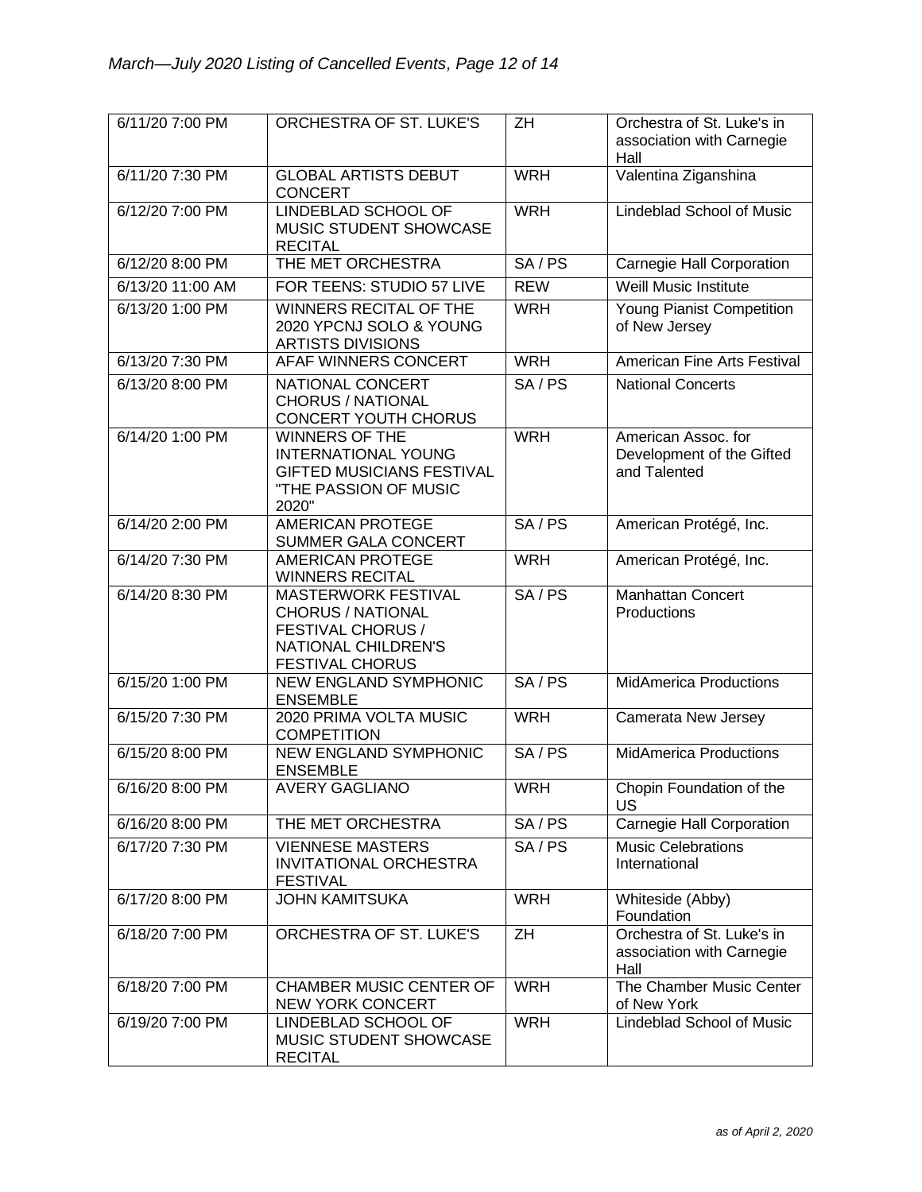| 6/11/20 7:00 PM | ORCHESTRA OF ST. LUKE'S | ZH | Orchestra of St. Luke's in association with Carnegie Hall |
|---|---|---|---|
| 6/11/20 7:30 PM | GLOBAL ARTISTS DEBUT CONCERT | WRH | Valentina Ziganshina |
| 6/12/20 7:00 PM | LINDEBLAD SCHOOL OF MUSIC STUDENT SHOWCASE RECITAL | WRH | Lindeblad School of Music |
| 6/12/20 8:00 PM | THE MET ORCHESTRA | SA / PS | Carnegie Hall Corporation |
| 6/13/20 11:00 AM | FOR TEENS: STUDIO 57 LIVE | REW | Weill Music Institute |
| 6/13/20 1:00 PM | WINNERS RECITAL OF THE 2020 YPCNJ SOLO & YOUNG ARTISTS DIVISIONS | WRH | Young Pianist Competition of New Jersey |
| 6/13/20 7:30 PM | AFAF WINNERS CONCERT | WRH | American Fine Arts Festival |
| 6/13/20 8:00 PM | NATIONAL CONCERT CHORUS / NATIONAL CONCERT YOUTH CHORUS | SA / PS | National Concerts |
| 6/14/20 1:00 PM | WINNERS OF THE INTERNATIONAL YOUNG GIFTED MUSICIANS FESTIVAL "THE PASSION OF MUSIC 2020" | WRH | American Assoc. for Development of the Gifted and Talented |
| 6/14/20 2:00 PM | AMERICAN PROTEGE SUMMER GALA CONCERT | SA / PS | American Protégé, Inc. |
| 6/14/20 7:30 PM | AMERICAN PROTEGE WINNERS RECITAL | WRH | American Protégé, Inc. |
| 6/14/20 8:30 PM | MASTERWORK FESTIVAL CHORUS / NATIONAL FESTIVAL CHORUS / NATIONAL CHILDREN'S FESTIVAL CHORUS | SA / PS | Manhattan Concert Productions |
| 6/15/20 1:00 PM | NEW ENGLAND SYMPHONIC ENSEMBLE | SA / PS | MidAmerica Productions |
| 6/15/20 7:30 PM | 2020 PRIMA VOLTA MUSIC COMPETITION | WRH | Camerata New Jersey |
| 6/15/20 8:00 PM | NEW ENGLAND SYMPHONIC ENSEMBLE | SA / PS | MidAmerica Productions |
| 6/16/20 8:00 PM | AVERY GAGLIANO | WRH | Chopin Foundation of the US |
| 6/16/20 8:00 PM | THE MET ORCHESTRA | SA / PS | Carnegie Hall Corporation |
| 6/17/20 7:30 PM | VIENNESE MASTERS INVITATIONAL ORCHESTRA FESTIVAL | SA / PS | Music Celebrations International |
| 6/17/20 8:00 PM | JOHN KAMITSUKA | WRH | Whiteside (Abby) Foundation |
| 6/18/20 7:00 PM | ORCHESTRA OF ST. LUKE'S | ZH | Orchestra of St. Luke's in association with Carnegie Hall |
| 6/18/20 7:00 PM | CHAMBER MUSIC CENTER OF NEW YORK CONCERT | WRH | The Chamber Music Center of New York |
| 6/19/20 7:00 PM | LINDEBLAD SCHOOL OF MUSIC STUDENT SHOWCASE RECITAL | WRH | Lindeblad School of Music |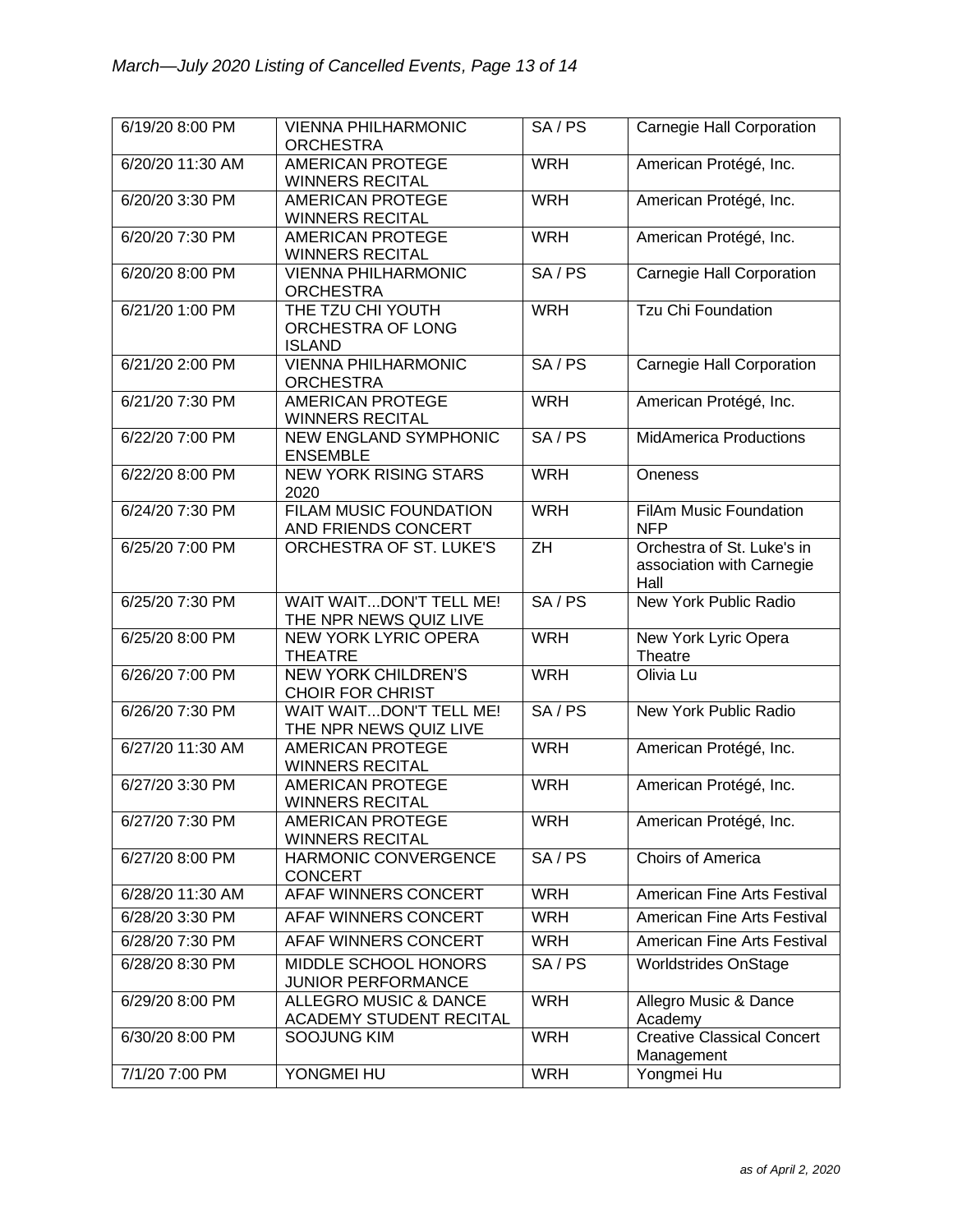| | | | |
|---|---|---|---|
| 6/19/20 8:00 PM | VIENNA PHILHARMONIC ORCHESTRA | SA / PS | Carnegie Hall Corporation |
| 6/20/20 11:30 AM | AMERICAN PROTEGE WINNERS RECITAL | WRH | American Protégé, Inc. |
| 6/20/20 3:30 PM | AMERICAN PROTEGE WINNERS RECITAL | WRH | American Protégé, Inc. |
| 6/20/20 7:30 PM | AMERICAN PROTEGE WINNERS RECITAL | WRH | American Protégé, Inc. |
| 6/20/20 8:00 PM | VIENNA PHILHARMONIC ORCHESTRA | SA / PS | Carnegie Hall Corporation |
| 6/21/20 1:00 PM | THE TZU CHI YOUTH ORCHESTRA OF LONG ISLAND | WRH | Tzu Chi Foundation |
| 6/21/20 2:00 PM | VIENNA PHILHARMONIC ORCHESTRA | SA / PS | Carnegie Hall Corporation |
| 6/21/20 7:30 PM | AMERICAN PROTEGE WINNERS RECITAL | WRH | American Protégé, Inc. |
| 6/22/20 7:00 PM | NEW ENGLAND SYMPHONIC ENSEMBLE | SA / PS | MidAmerica Productions |
| 6/22/20 8:00 PM | NEW YORK RISING STARS 2020 | WRH | Oneness |
| 6/24/20 7:30 PM | FILAM MUSIC FOUNDATION AND FRIENDS CONCERT | WRH | FilAm Music Foundation NFP |
| 6/25/20 7:00 PM | ORCHESTRA OF ST. LUKE'S | ZH | Orchestra of St. Luke's in association with Carnegie Hall |
| 6/25/20 7:30 PM | WAIT WAIT...DON'T TELL ME! THE NPR NEWS QUIZ LIVE | SA / PS | New York Public Radio |
| 6/25/20 8:00 PM | NEW YORK LYRIC OPERA THEATRE | WRH | New York Lyric Opera Theatre |
| 6/26/20 7:00 PM | NEW YORK CHILDREN'S CHOIR FOR CHRIST | WRH | Olivia Lu |
| 6/26/20 7:30 PM | WAIT WAIT...DON'T TELL ME! THE NPR NEWS QUIZ LIVE | SA / PS | New York Public Radio |
| 6/27/20 11:30 AM | AMERICAN PROTEGE WINNERS RECITAL | WRH | American Protégé, Inc. |
| 6/27/20 3:30 PM | AMERICAN PROTEGE WINNERS RECITAL | WRH | American Protégé, Inc. |
| 6/27/20 7:30 PM | AMERICAN PROTEGE WINNERS RECITAL | WRH | American Protégé, Inc. |
| 6/27/20 8:00 PM | HARMONIC CONVERGENCE CONCERT | SA / PS | Choirs of America |
| 6/28/20 11:30 AM | AFAF WINNERS CONCERT | WRH | American Fine Arts Festival |
| 6/28/20 3:30 PM | AFAF WINNERS CONCERT | WRH | American Fine Arts Festival |
| 6/28/20 7:30 PM | AFAF WINNERS CONCERT | WRH | American Fine Arts Festival |
| 6/28/20 8:30 PM | MIDDLE SCHOOL HONORS JUNIOR PERFORMANCE | SA / PS | Worldstrides OnStage |
| 6/29/20 8:00 PM | ALLEGRO MUSIC & DANCE ACADEMY STUDENT RECITAL | WRH | Allegro Music & Dance Academy |
| 6/30/20 8:00 PM | SOOJUNG KIM | WRH | Creative Classical Concert Management |
| 7/1/20 7:00 PM | YONGMEI HU | WRH | Yongmei Hu |

*as of April 2, 2020*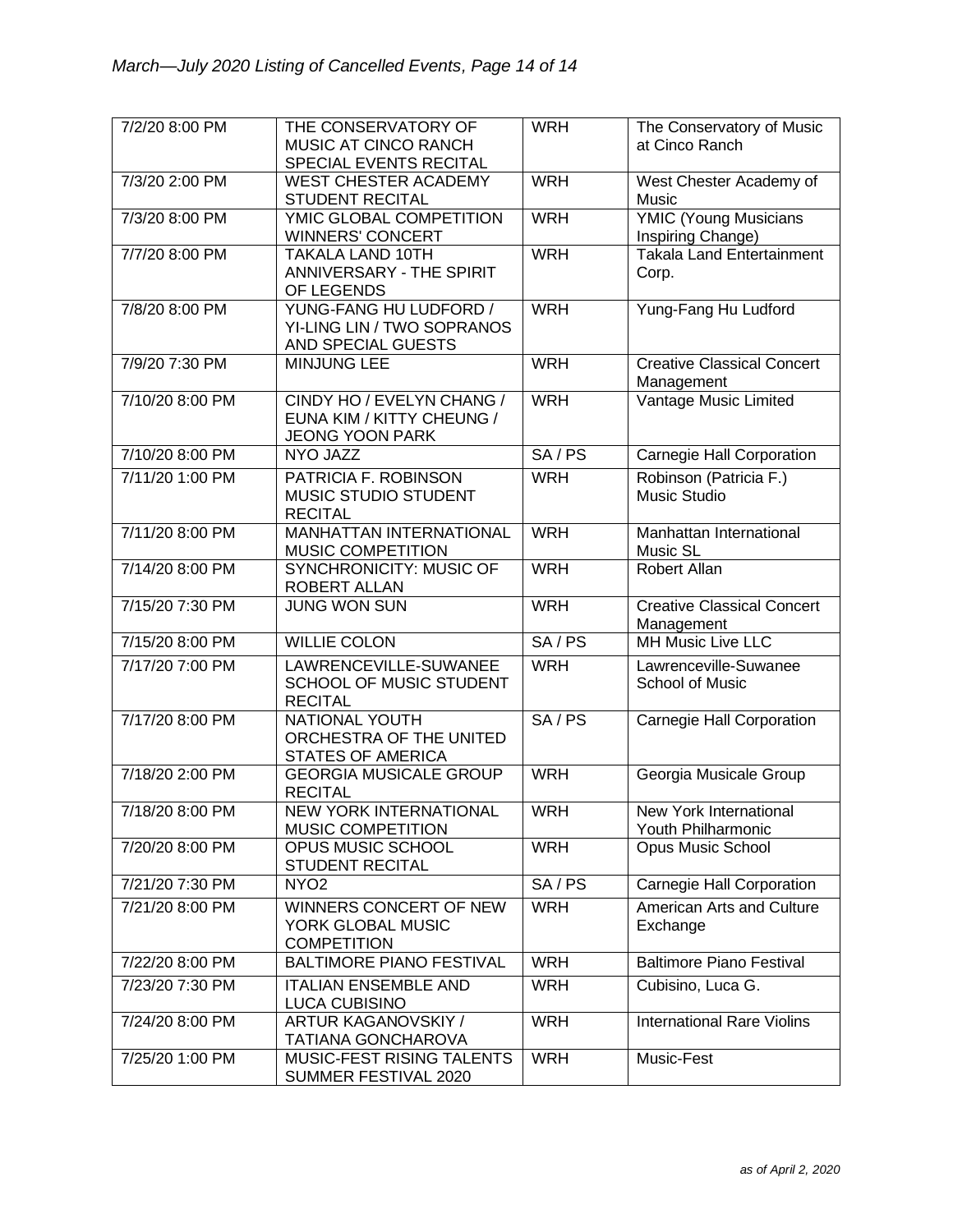| | | | |
|---|---|---|---|
| 7/2/20 8:00 PM | THE CONSERVATORY OF MUSIC AT CINCO RANCH SPECIAL EVENTS RECITAL | WRH | The Conservatory of Music at Cinco Ranch |
| 7/3/20 2:00 PM | WEST CHESTER ACADEMY STUDENT RECITAL | WRH | West Chester Academy of Music |
| 7/3/20 8:00 PM | YMIC GLOBAL COMPETITION WINNERS' CONCERT | WRH | YMIC (Young Musicians Inspiring Change) |
| 7/7/20 8:00 PM | TAKALA LAND 10TH ANNIVERSARY - THE SPIRIT OF LEGENDS | WRH | Takala Land Entertainment Corp. |
| 7/8/20 8:00 PM | YUNG-FANG HU LUDFORD / YI-LING LIN / TWO SOPRANOS AND SPECIAL GUESTS | WRH | Yung-Fang Hu Ludford |
| 7/9/20 7:30 PM | MINJUNG LEE | WRH | Creative Classical Concert Management |
| 7/10/20 8:00 PM | CINDY HO / EVELYN CHANG / EUNA KIM / KITTY CHEUNG / JEONG YOON PARK | WRH | Vantage Music Limited |
| 7/10/20 8:00 PM | NYO JAZZ | SA / PS | Carnegie Hall Corporation |
| 7/11/20 1:00 PM | PATRICIA F. ROBINSON MUSIC STUDIO STUDENT RECITAL | WRH | Robinson (Patricia F.) Music Studio |
| 7/11/20 8:00 PM | MANHATTAN INTERNATIONAL MUSIC COMPETITION | WRH | Manhattan International Music SL |
| 7/14/20 8:00 PM | SYNCHRONICITY: MUSIC OF ROBERT ALLAN | WRH | Robert Allan |
| 7/15/20 7:30 PM | JUNG WON SUN | WRH | Creative Classical Concert Management |
| 7/15/20 8:00 PM | WILLIE COLON | SA / PS | MH Music Live LLC |
| 7/17/20 7:00 PM | LAWRENCEVILLE-SUWANEE SCHOOL OF MUSIC STUDENT RECITAL | WRH | Lawrenceville-Suwanee School of Music |
| 7/17/20 8:00 PM | NATIONAL YOUTH ORCHESTRA OF THE UNITED STATES OF AMERICA | SA / PS | Carnegie Hall Corporation |
| 7/18/20 2:00 PM | GEORGIA MUSICALE GROUP RECITAL | WRH | Georgia Musicale Group |
| 7/18/20 8:00 PM | NEW YORK INTERNATIONAL MUSIC COMPETITION | WRH | New York International Youth Philharmonic |
| 7/20/20 8:00 PM | OPUS MUSIC SCHOOL STUDENT RECITAL | WRH | Opus Music School |
| 7/21/20 7:30 PM | NYO2 | SA / PS | Carnegie Hall Corporation |
| 7/21/20 8:00 PM | WINNERS CONCERT OF NEW YORK GLOBAL MUSIC COMPETITION | WRH | American Arts and Culture Exchange |
| 7/22/20 8:00 PM | BALTIMORE PIANO FESTIVAL | WRH | Baltimore Piano Festival |
| 7/23/20 7:30 PM | ITALIAN ENSEMBLE AND LUCA CUBISINO | WRH | Cubisino, Luca G. |
| 7/24/20 8:00 PM | ARTUR KAGANOVSKIY / TATIANA GONCHAROVA | WRH | International Rare Violins |
| 7/25/20 1:00 PM | MUSIC-FEST RISING TALENTS SUMMER FESTIVAL 2020 | WRH | Music-Fest |

*as of April 2, 2020*